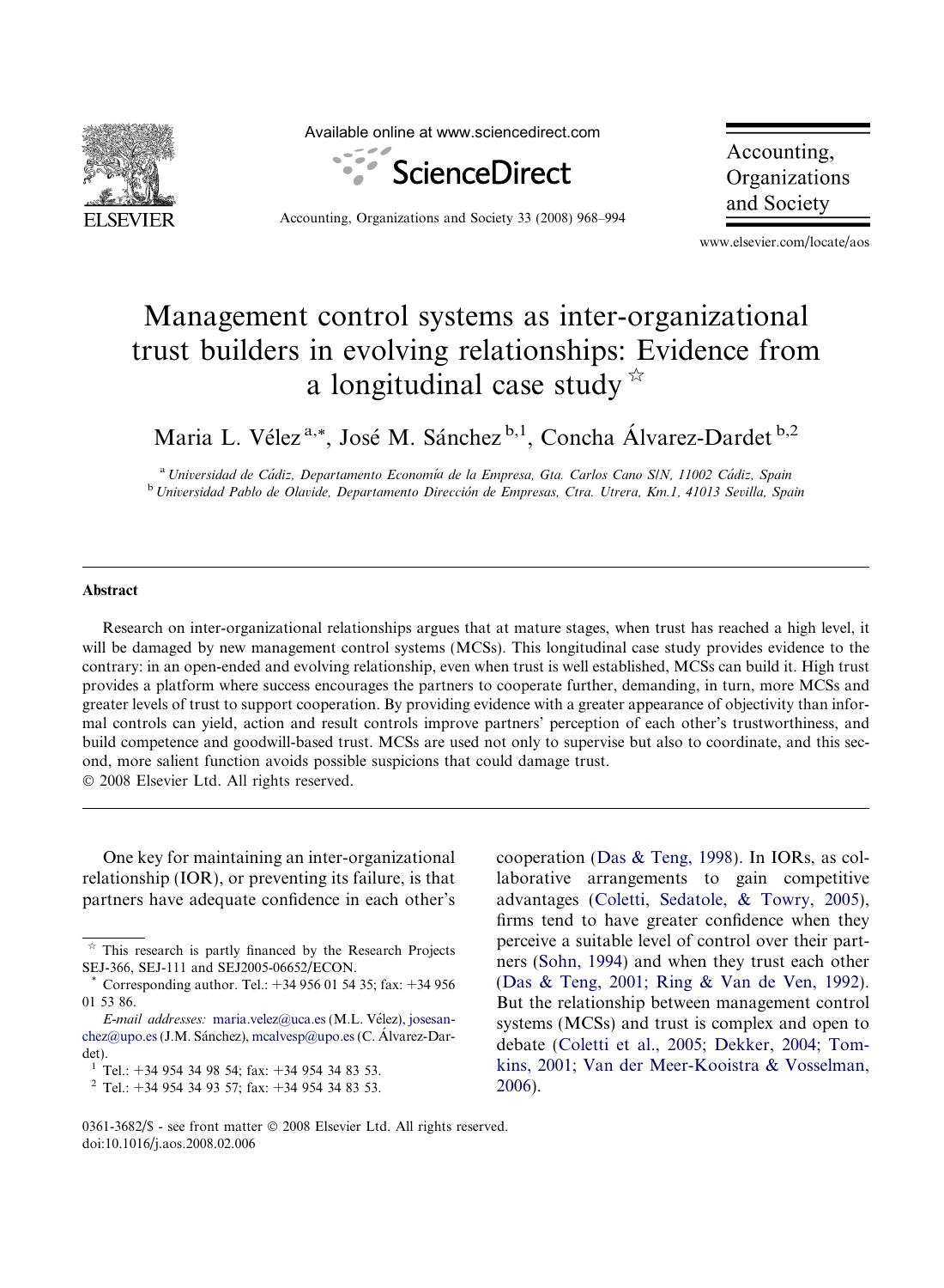# Management control systems as inter-organizational trust builders in evolving relationships: Evidence from a longitudinal case study ☆

Maria L. Vélez [a,*], José M. Sánchez [b,1], Concha Álvarez-Dardet [b,2]

[a] *Universidad de Cádiz, Departamento Economía de la Empresa, Gta. Carlos Cano S/N, 11002 Cádiz, Spain*
[b] *Universidad Pablo de Olavide, Departamento Dirección de Empresas, Ctra. Utrera, Km.1, 41013 Sevilla, Spain*

## Abstract

Research on inter-organizational relationships argues that at mature stages, when trust has reached a high level, it will be damaged by new management control systems (MCSs). This longitudinal case study provides evidence to the contrary: in an open-ended and evolving relationship, even when trust is well established, MCSs can build it. High trust provides a platform where success encourages the partners to cooperate further, demanding, in turn, more MCSs and greater levels of trust to support cooperation. By providing evidence with a greater appearance of objectivity than informal controls can yield, action and result controls improve partners' perception of each other's trustworthiness, and build competence and goodwill-based trust. MCSs are used not only to supervise but also to coordinate, and this second, more salient function avoids possible suspicions that could damage trust.

© 2008 Elsevier Ltd. All rights reserved.

One key for maintaining an inter-organizational relationship (IOR), or preventing its failure, is that partners have adequate confidence in each other's cooperation (Das & Teng, 1998). In IORs, as collaborative arrangements to gain competitive advantages (Coletti, Sedatole, & Towry, 2005), firms tend to have greater confidence when they perceive a suitable level of control over their partners (Sohn, 1994) and when they trust each other (Das & Teng, 2001; Ring & Van de Ven, 1992). But the relationship between management control systems (MCSs) and trust is complex and open to debate (Coletti et al., 2005; Dekker, 2004; Tomkins, 2001; Van der Meer-Kooistra & Vosselman, 2006).

---

☆ This research is partly financed by the Research Projects SEJ-366, SEJ-111 and SEJ2005-06652/ECON.

\* Corresponding author. Tel.: +34 956 01 54 35; fax: +34 956 01 53 86.

*E-mail addresses:* maria.velez@uca.es (M.L. Vélez), josesanchez@upo.es (J.M. Sánchez), mcalvesp@upo.es (C. Álvarez-Dardet).

[1] Tel.: +34 954 34 98 54; fax: +34 954 34 83 53.

[2] Tel.: +34 954 34 93 57; fax: +34 954 34 83 53.

0361-3682/$ - see front matter © 2008 Elsevier Ltd. All rights reserved.
doi:10.1016/j.aos.2008.02.006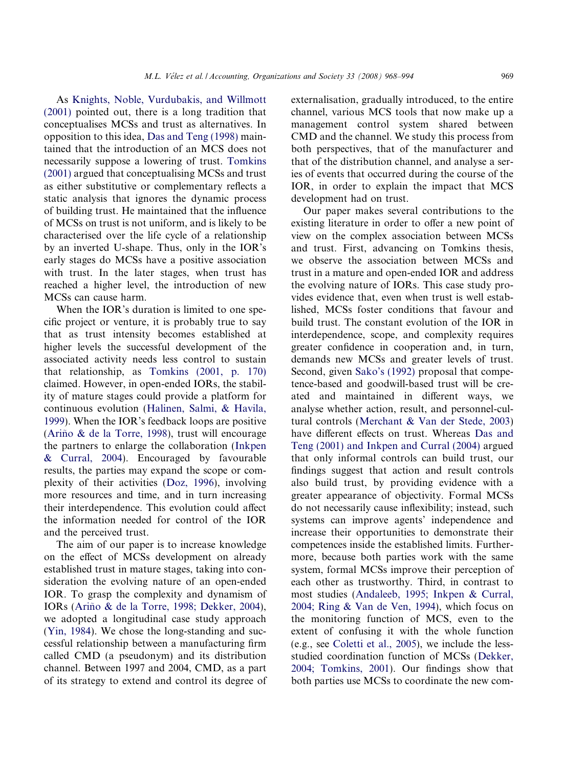As Knights, Noble, Vurdubakis, and Willmott (2001) pointed out, there is a long tradition that conceptualises MCSs and trust as alternatives. In opposition to this idea, Das and Teng (1998) maintained that the introduction of an MCS does not necessarily suppose a lowering of trust. Tomkins (2001) argued that conceptualising MCSs and trust as either substitutive or complementary reflects a static analysis that ignores the dynamic process of building trust. He maintained that the influence of MCSs on trust is not uniform, and is likely to be characterised over the life cycle of a relationship by an inverted U-shape. Thus, only in the IOR's early stages do MCSs have a positive association with trust. In the later stages, when trust has reached a higher level, the introduction of new MCSs can cause harm.

When the IOR's duration is limited to one specific project or venture, it is probably true to say that as trust intensity becomes established at higher levels the successful development of the associated activity needs less control to sustain that relationship, as Tomkins (2001, p. 170) claimed. However, in open-ended IORs, the stability of mature stages could provide a platform for continuous evolution (Halinen, Salmi, & Havila, 1999). When the IOR's feedback loops are positive (Ariño & de la Torre, 1998), trust will encourage the partners to enlarge the collaboration (Inkpen & Curral, 2004). Encouraged by favourable results, the parties may expand the scope or complexity of their activities (Doz, 1996), involving more resources and time, and in turn increasing their interdependence. This evolution could affect the information needed for control of the IOR and the perceived trust.

The aim of our paper is to increase knowledge on the effect of MCSs development on already established trust in mature stages, taking into consideration the evolving nature of an open-ended IOR. To grasp the complexity and dynamism of IORs (Ariño & de la Torre, 1998; Dekker, 2004), we adopted a longitudinal case study approach (Yin, 1984). We chose the long-standing and successful relationship between a manufacturing firm called CMD (a pseudonym) and its distribution channel. Between 1997 and 2004, CMD, as a part of its strategy to extend and control its degree of externalisation, gradually introduced, to the entire channel, various MCS tools that now make up a management control system shared between CMD and the channel. We study this process from both perspectives, that of the manufacturer and that of the distribution channel, and analyse a series of events that occurred during the course of the IOR, in order to explain the impact that MCS development had on trust.

Our paper makes several contributions to the existing literature in order to offer a new point of view on the complex association between MCSs and trust. First, advancing on Tomkins thesis, we observe the association between MCSs and trust in a mature and open-ended IOR and address the evolving nature of IORs. This case study provides evidence that, even when trust is well established, MCSs foster conditions that favour and build trust. The constant evolution of the IOR in interdependence, scope, and complexity requires greater confidence in cooperation and, in turn, demands new MCSs and greater levels of trust. Second, given Sako's (1992) proposal that competence-based and goodwill-based trust will be created and maintained in different ways, we analyse whether action, result, and personnel-cultural controls (Merchant & Van der Stede, 2003) have different effects on trust. Whereas Das and Teng (2001) and Inkpen and Curral (2004) argued that only informal controls can build trust, our findings suggest that action and result controls also build trust, by providing evidence with a greater appearance of objectivity. Formal MCSs do not necessarily cause inflexibility; instead, such systems can improve agents' independence and increase their opportunities to demonstrate their competences inside the established limits. Furthermore, because both parties work with the same system, formal MCSs improve their perception of each other as trustworthy. Third, in contrast to most studies (Andaleeb, 1995; Inkpen & Curral, 2004; Ring & Van de Ven, 1994), which focus on the monitoring function of MCS, even to the extent of confusing it with the whole function (e.g., see Coletti et al., 2005), we include the less-studied coordination function of MCSs (Dekker, 2004; Tomkins, 2001). Our findings show that both parties use MCSs to coordinate the new com-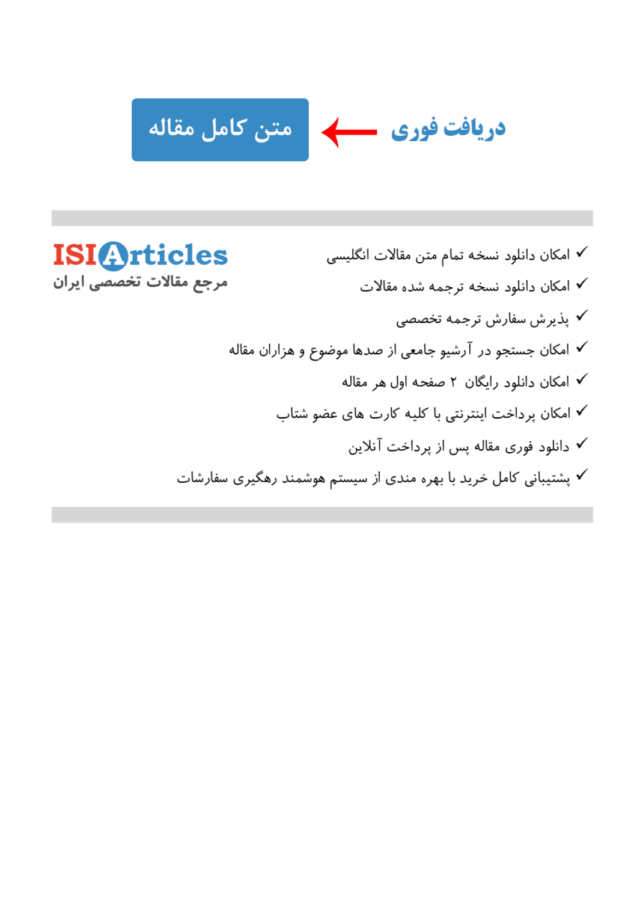دریافت فوری ← متن کامل مقاله

**ISIArticles**
مرجع مقالات تخصصی ایران

- ✓ امکان دانلود نسخه تمام متن مقالات انگلیسی
- ✓ امکان دانلود نسخه ترجمه شده مقالات
- ✓ پذیرش سفارش ترجمه تخصصی
- ✓ امکان جستجو در آرشیو جامعی از صدها موضوع و هزاران مقاله
- ✓ امکان دانلود رایگان ۲ صفحه اول هر مقاله
- ✓ امکان پرداخت اینترنتی با کلیه کارت های عضو شتاب
- ✓ دانلود فوری مقاله پس از پرداخت آنلاین
- ✓ پشتیبانی کامل خرید با بهره مندی از سیستم هوشمند رهگیری سفارشات